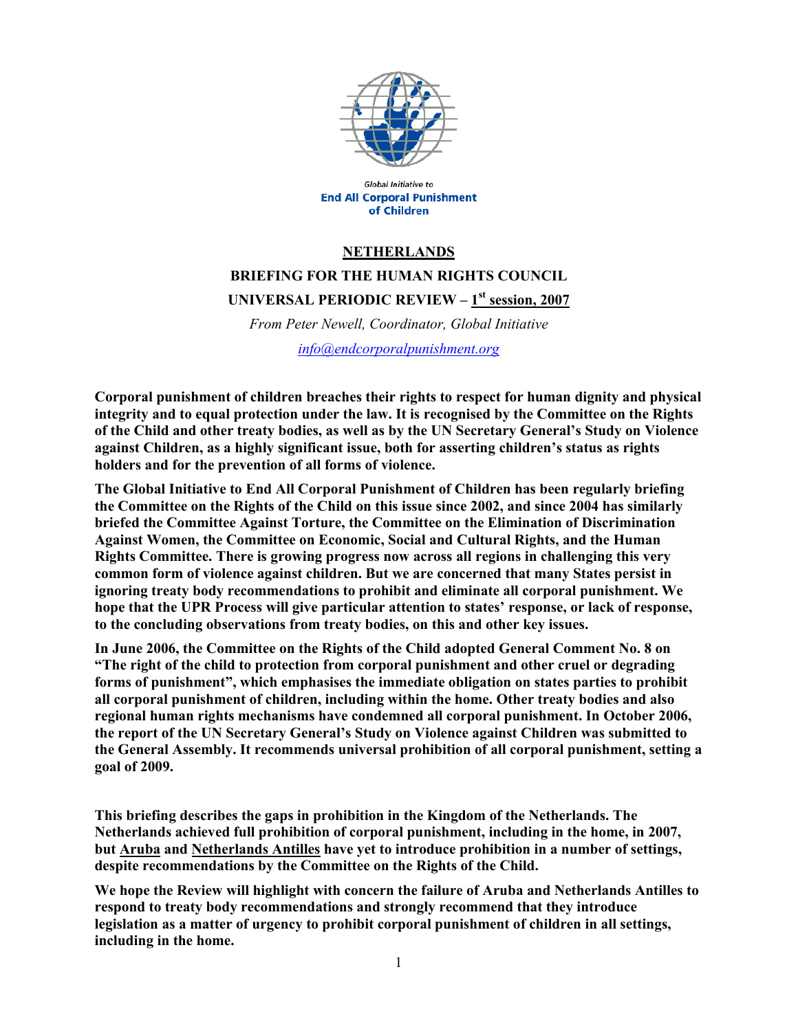Global Initiative to
**End All Corporal Punishment of Children**

# NETHERLANDS

## BRIEFING FOR THE HUMAN RIGHTS COUNCIL

## UNIVERSAL PERIODIC REVIEW – 1st session, 2007

*From Peter Newell, Coordinator, Global Initiative*

*info@endcorporalpunishment.org*

**Corporal punishment of children breaches their rights to respect for human dignity and physical integrity and to equal protection under the law. It is recognised by the Committee on the Rights of the Child and other treaty bodies, as well as by the UN Secretary General's Study on Violence against Children, as a highly significant issue, both for asserting children's status as rights holders and for the prevention of all forms of violence.**

**The Global Initiative to End All Corporal Punishment of Children has been regularly briefing the Committee on the Rights of the Child on this issue since 2002, and since 2004 has similarly briefed the Committee Against Torture, the Committee on the Elimination of Discrimination Against Women, the Committee on Economic, Social and Cultural Rights, and the Human Rights Committee. There is growing progress now across all regions in challenging this very common form of violence against children. But we are concerned that many States persist in ignoring treaty body recommendations to prohibit and eliminate all corporal punishment. We hope that the UPR Process will give particular attention to states' response, or lack of response, to the concluding observations from treaty bodies, on this and other key issues.**

**In June 2006, the Committee on the Rights of the Child adopted General Comment No. 8 on "The right of the child to protection from corporal punishment and other cruel or degrading forms of punishment", which emphasises the immediate obligation on states parties to prohibit all corporal punishment of children, including within the home. Other treaty bodies and also regional human rights mechanisms have condemned all corporal punishment. In October 2006, the report of the UN Secretary General's Study on Violence against Children was submitted to the General Assembly. It recommends universal prohibition of all corporal punishment, setting a goal of 2009.**

**This briefing describes the gaps in prohibition in the Kingdom of the Netherlands. The Netherlands achieved full prohibition of corporal punishment, including in the home, in 2007, but Aruba and Netherlands Antilles have yet to introduce prohibition in a number of settings, despite recommendations by the Committee on the Rights of the Child.**

**We hope the Review will highlight with concern the failure of Aruba and Netherlands Antilles to respond to treaty body recommendations and strongly recommend that they introduce legislation as a matter of urgency to prohibit corporal punishment of children in all settings, including in the home.**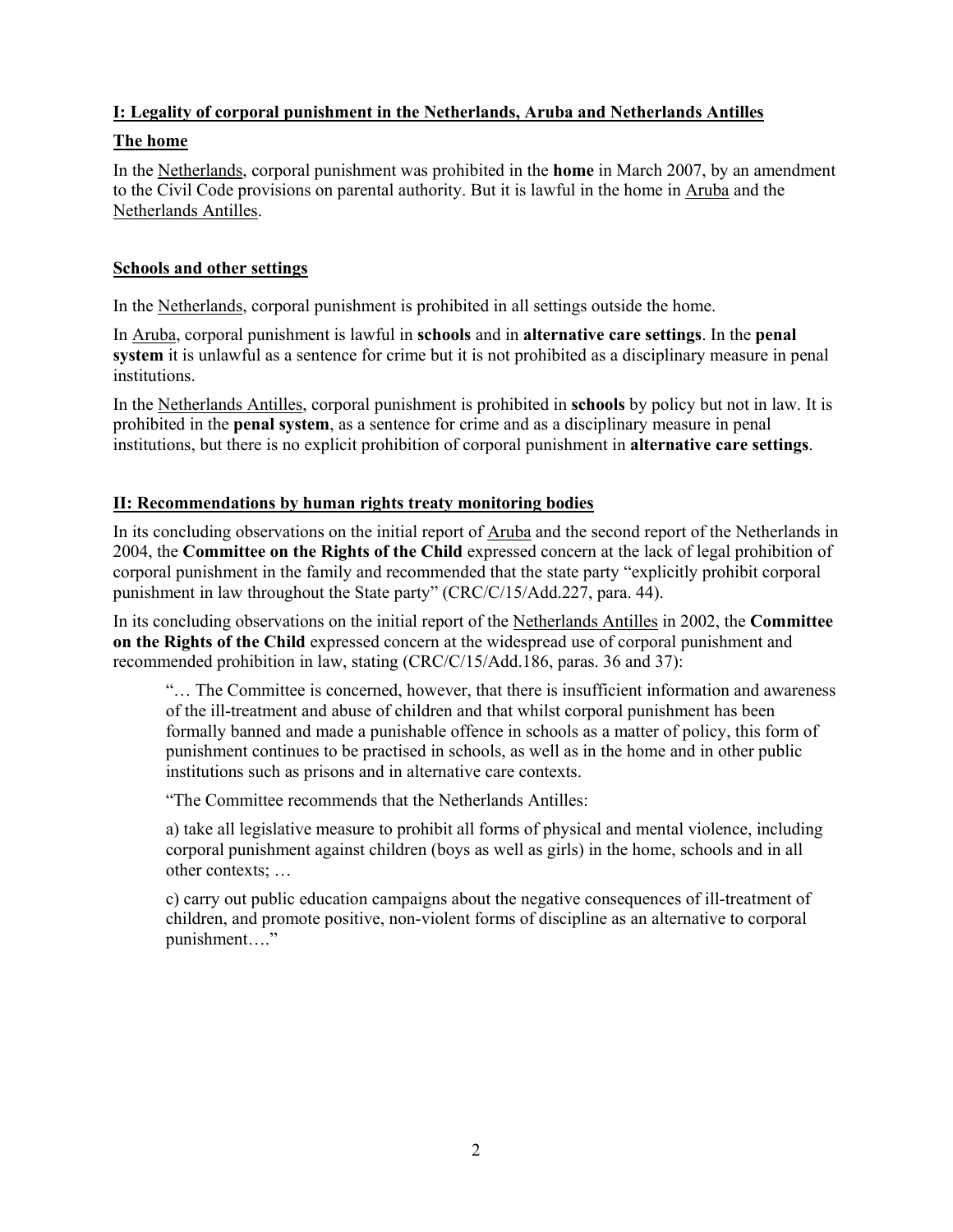## I: Legality of corporal punishment in the Netherlands, Aruba and Netherlands Antilles

### The home

In the Netherlands, corporal punishment was prohibited in the **home** in March 2007, by an amendment to the Civil Code provisions on parental authority. But it is lawful in the home in Aruba and the Netherlands Antilles.

### Schools and other settings

In the Netherlands, corporal punishment is prohibited in all settings outside the home.

In Aruba, corporal punishment is lawful in **schools** and in **alternative care settings**. In the **penal system** it is unlawful as a sentence for crime but it is not prohibited as a disciplinary measure in penal institutions.

In the Netherlands Antilles, corporal punishment is prohibited in **schools** by policy but not in law. It is prohibited in the **penal system**, as a sentence for crime and as a disciplinary measure in penal institutions, but there is no explicit prohibition of corporal punishment in **alternative care settings**.

## II: Recommendations by human rights treaty monitoring bodies

In its concluding observations on the initial report of Aruba and the second report of the Netherlands in 2004, the **Committee on the Rights of the Child** expressed concern at the lack of legal prohibition of corporal punishment in the family and recommended that the state party "explicitly prohibit corporal punishment in law throughout the State party" (CRC/C/15/Add.227, para. 44).

In its concluding observations on the initial report of the Netherlands Antilles in 2002, the **Committee on the Rights of the Child** expressed concern at the widespread use of corporal punishment and recommended prohibition in law, stating (CRC/C/15/Add.186, paras. 36 and 37):

> "… The Committee is concerned, however, that there is insufficient information and awareness of the ill-treatment and abuse of children and that whilst corporal punishment has been formally banned and made a punishable offence in schools as a matter of policy, this form of punishment continues to be practised in schools, as well as in the home and in other public institutions such as prisons and in alternative care contexts.
>
> "The Committee recommends that the Netherlands Antilles:
>
> a) take all legislative measure to prohibit all forms of physical and mental violence, including corporal punishment against children (boys as well as girls) in the home, schools and in all other contexts; …
>
> c) carry out public education campaigns about the negative consequences of ill-treatment of children, and promote positive, non-violent forms of discipline as an alternative to corporal punishment…."